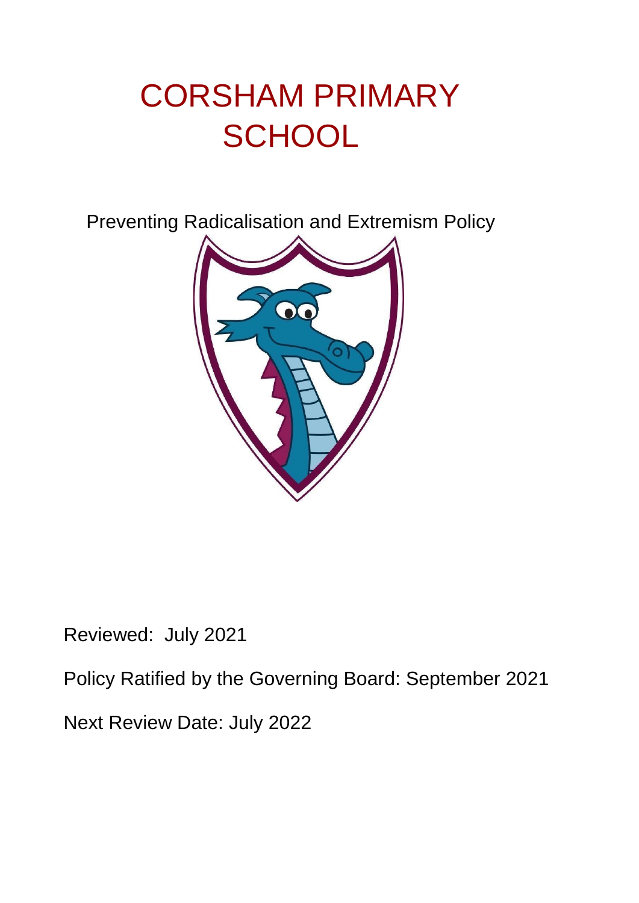# CORSHAM PRIMARY SCHOOL

Preventing Radicalisation and Extremism Policy

Reviewed: July 2021

Policy Ratified by the Governing Board: September 2021

Next Review Date: July 2022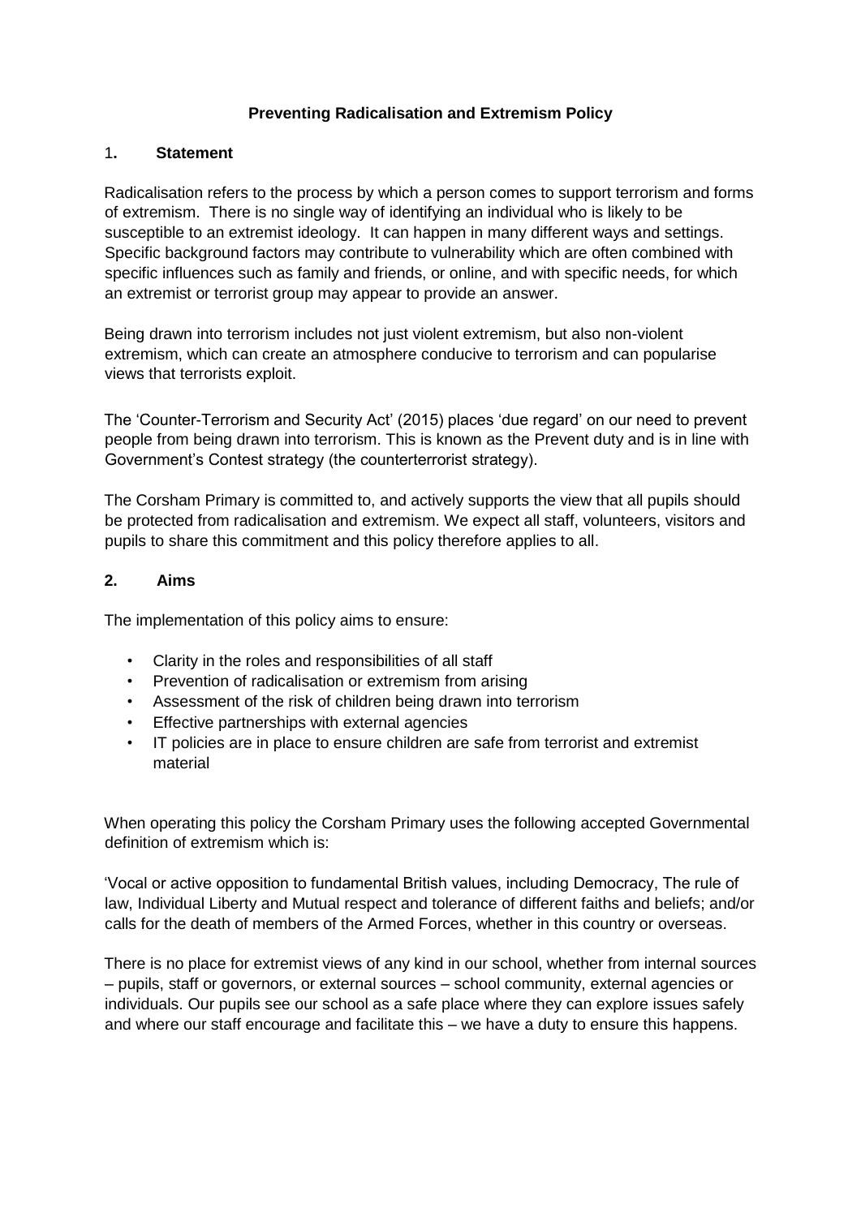**Preventing Radicalisation and Extremism Policy**

## 1. Statement

Radicalisation refers to the process by which a person comes to support terrorism and forms of extremism. There is no single way of identifying an individual who is likely to be susceptible to an extremist ideology. It can happen in many different ways and settings. Specific background factors may contribute to vulnerability which are often combined with specific influences such as family and friends, or online, and with specific needs, for which an extremist or terrorist group may appear to provide an answer.

Being drawn into terrorism includes not just violent extremism, but also non-violent extremism, which can create an atmosphere conducive to terrorism and can popularise views that terrorists exploit.

The 'Counter-Terrorism and Security Act' (2015) places 'due regard' on our need to prevent people from being drawn into terrorism. This is known as the Prevent duty and is in line with Government's Contest strategy (the counterterrorist strategy).

The Corsham Primary is committed to, and actively supports the view that all pupils should be protected from radicalisation and extremism. We expect all staff, volunteers, visitors and pupils to share this commitment and this policy therefore applies to all.

## 2. Aims

The implementation of this policy aims to ensure:

- Clarity in the roles and responsibilities of all staff
- Prevention of radicalisation or extremism from arising
- Assessment of the risk of children being drawn into terrorism
- Effective partnerships with external agencies
- IT policies are in place to ensure children are safe from terrorist and extremist material

When operating this policy the Corsham Primary uses the following accepted Governmental definition of extremism which is:

'Vocal or active opposition to fundamental British values, including Democracy, The rule of law, Individual Liberty and Mutual respect and tolerance of different faiths and beliefs; and/or calls for the death of members of the Armed Forces, whether in this country or overseas.

There is no place for extremist views of any kind in our school, whether from internal sources – pupils, staff or governors, or external sources – school community, external agencies or individuals. Our pupils see our school as a safe place where they can explore issues safely and where our staff encourage and facilitate this – we have a duty to ensure this happens.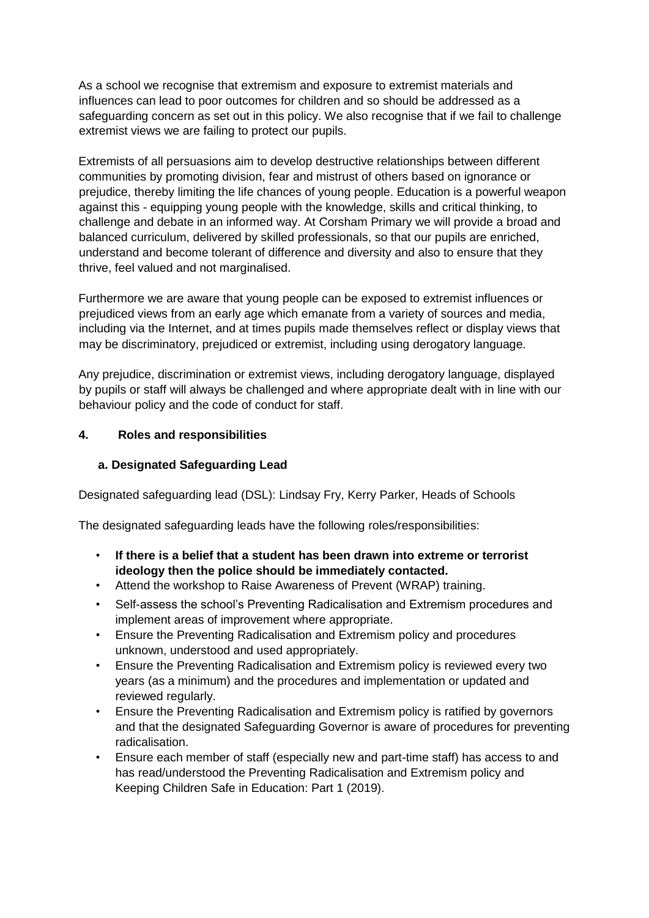As a school we recognise that extremism and exposure to extremist materials and influences can lead to poor outcomes for children and so should be addressed as a safeguarding concern as set out in this policy. We also recognise that if we fail to challenge extremist views we are failing to protect our pupils.

Extremists of all persuasions aim to develop destructive relationships between different communities by promoting division, fear and mistrust of others based on ignorance or prejudice, thereby limiting the life chances of young people. Education is a powerful weapon against this - equipping young people with the knowledge, skills and critical thinking, to challenge and debate in an informed way. At Corsham Primary we will provide a broad and balanced curriculum, delivered by skilled professionals, so that our pupils are enriched, understand and become tolerant of difference and diversity and also to ensure that they thrive, feel valued and not marginalised.

Furthermore we are aware that young people can be exposed to extremist influences or prejudiced views from an early age which emanate from a variety of sources and media, including via the Internet, and at times pupils made themselves reflect or display views that may be discriminatory, prejudiced or extremist, including using derogatory language.

Any prejudice, discrimination or extremist views, including derogatory language, displayed by pupils or staff will always be challenged and where appropriate dealt with in line with our behaviour policy and the code of conduct for staff.

## 4. Roles and responsibilities

### a. Designated Safeguarding Lead

Designated safeguarding lead (DSL): Lindsay Fry, Kerry Parker, Heads of Schools

The designated safeguarding leads have the following roles/responsibilities:

- **If there is a belief that a student has been drawn into extreme or terrorist ideology then the police should be immediately contacted.**
- Attend the workshop to Raise Awareness of Prevent (WRAP) training.
- Self-assess the school's Preventing Radicalisation and Extremism procedures and implement areas of improvement where appropriate.
- Ensure the Preventing Radicalisation and Extremism policy and procedures unknown, understood and used appropriately.
- Ensure the Preventing Radicalisation and Extremism policy is reviewed every two years (as a minimum) and the procedures and implementation or updated and reviewed regularly.
- Ensure the Preventing Radicalisation and Extremism policy is ratified by governors and that the designated Safeguarding Governor is aware of procedures for preventing radicalisation.
- Ensure each member of staff (especially new and part-time staff) has access to and has read/understood the Preventing Radicalisation and Extremism policy and Keeping Children Safe in Education: Part 1 (2019).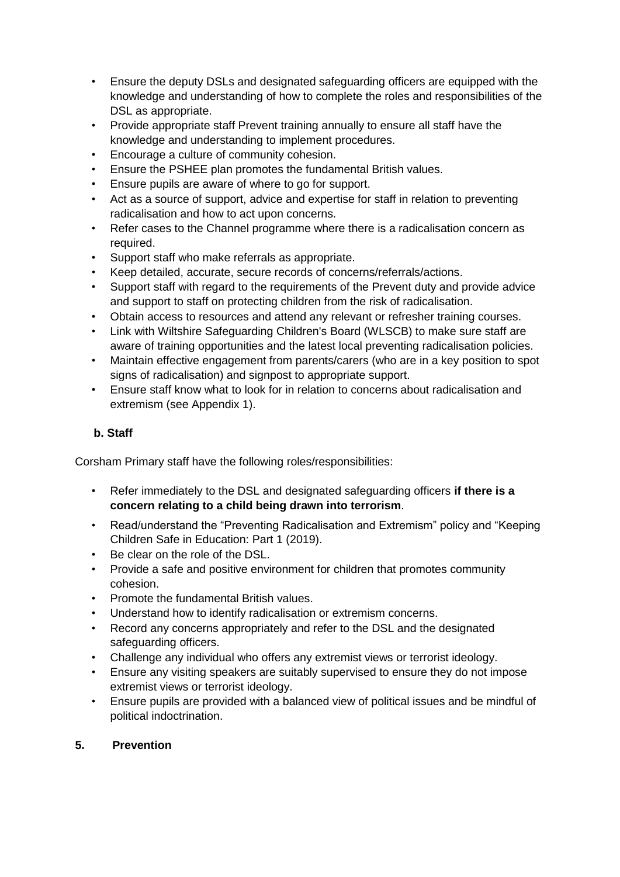- Ensure the deputy DSLs and designated safeguarding officers are equipped with the knowledge and understanding of how to complete the roles and responsibilities of the DSL as appropriate.
- Provide appropriate staff Prevent training annually to ensure all staff have the knowledge and understanding to implement procedures.
- Encourage a culture of community cohesion.
- Ensure the PSHEE plan promotes the fundamental British values.
- Ensure pupils are aware of where to go for support.
- Act as a source of support, advice and expertise for staff in relation to preventing radicalisation and how to act upon concerns.
- Refer cases to the Channel programme where there is a radicalisation concern as required.
- Support staff who make referrals as appropriate.
- Keep detailed, accurate, secure records of concerns/referrals/actions.
- Support staff with regard to the requirements of the Prevent duty and provide advice and support to staff on protecting children from the risk of radicalisation.
- Obtain access to resources and attend any relevant or refresher training courses.
- Link with Wiltshire Safeguarding Children's Board (WLSCB) to make sure staff are aware of training opportunities and the latest local preventing radicalisation policies.
- Maintain effective engagement from parents/carers (who are in a key position to spot signs of radicalisation) and signpost to appropriate support.
- Ensure staff know what to look for in relation to concerns about radicalisation and extremism (see Appendix 1).

### b. Staff

Corsham Primary staff have the following roles/responsibilities:

- Refer immediately to the DSL and designated safeguarding officers **if there is a concern relating to a child being drawn into terrorism**.
- Read/understand the "Preventing Radicalisation and Extremism" policy and "Keeping Children Safe in Education: Part 1 (2019).
- Be clear on the role of the DSL.
- Provide a safe and positive environment for children that promotes community cohesion.
- Promote the fundamental British values.
- Understand how to identify radicalisation or extremism concerns.
- Record any concerns appropriately and refer to the DSL and the designated safeguarding officers.
- Challenge any individual who offers any extremist views or terrorist ideology.
- Ensure any visiting speakers are suitably supervised to ensure they do not impose extremist views or terrorist ideology.
- Ensure pupils are provided with a balanced view of political issues and be mindful of political indoctrination.

## 5. Prevention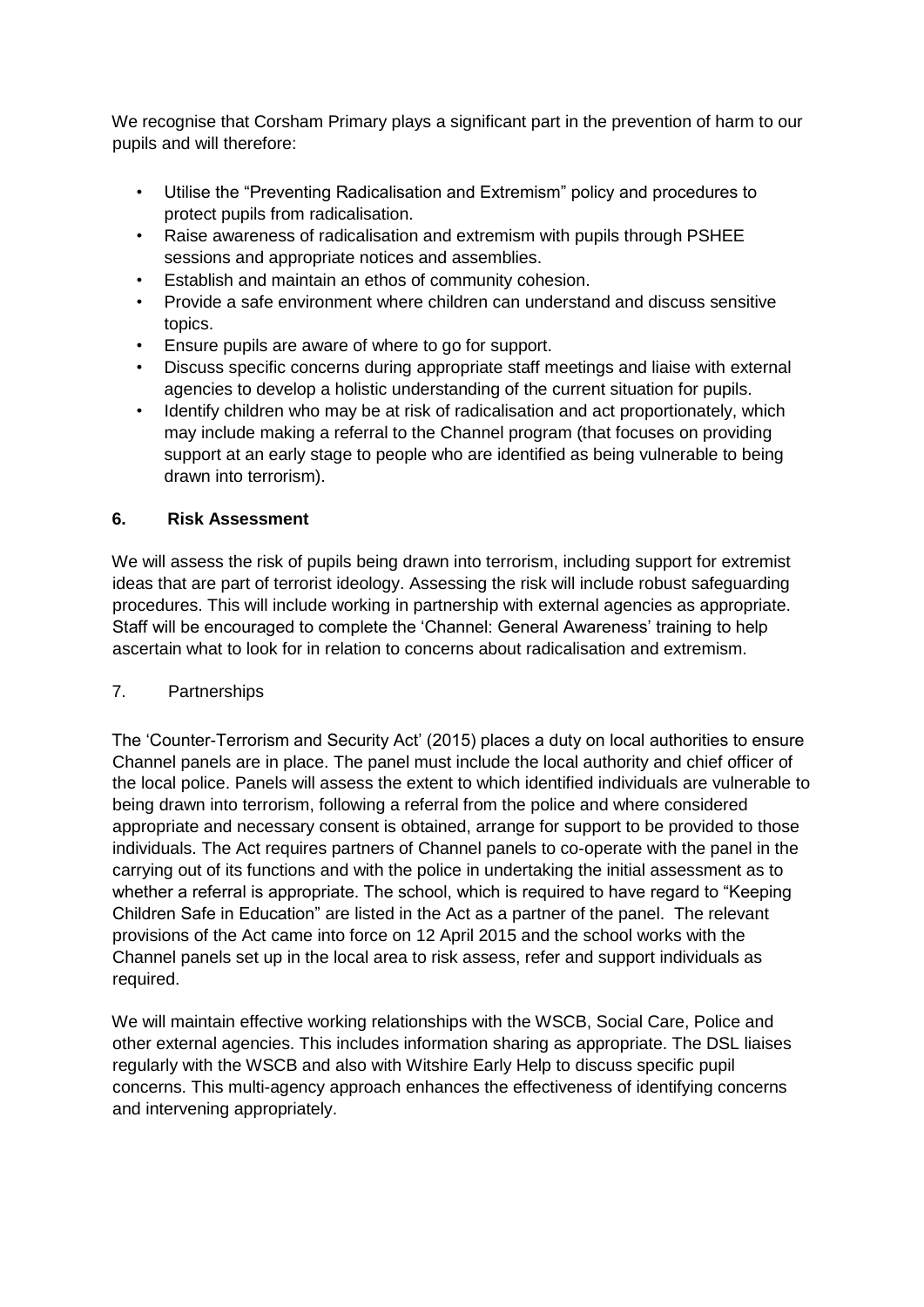We recognise that Corsham Primary plays a significant part in the prevention of harm to our pupils and will therefore:

- Utilise the "Preventing Radicalisation and Extremism" policy and procedures to protect pupils from radicalisation.
- Raise awareness of radicalisation and extremism with pupils through PSHEE sessions and appropriate notices and assemblies.
- Establish and maintain an ethos of community cohesion.
- Provide a safe environment where children can understand and discuss sensitive topics.
- Ensure pupils are aware of where to go for support.
- Discuss specific concerns during appropriate staff meetings and liaise with external agencies to develop a holistic understanding of the current situation for pupils.
- Identify children who may be at risk of radicalisation and act proportionately, which may include making a referral to the Channel program (that focuses on providing support at an early stage to people who are identified as being vulnerable to being drawn into terrorism).

## 6. Risk Assessment

We will assess the risk of pupils being drawn into terrorism, including support for extremist ideas that are part of terrorist ideology. Assessing the risk will include robust safeguarding procedures. This will include working in partnership with external agencies as appropriate. Staff will be encouraged to complete the 'Channel: General Awareness' training to help ascertain what to look for in relation to concerns about radicalisation and extremism.

## 7. Partnerships

The 'Counter-Terrorism and Security Act' (2015) places a duty on local authorities to ensure Channel panels are in place. The panel must include the local authority and chief officer of the local police. Panels will assess the extent to which identified individuals are vulnerable to being drawn into terrorism, following a referral from the police and where considered appropriate and necessary consent is obtained, arrange for support to be provided to those individuals. The Act requires partners of Channel panels to co-operate with the panel in the carrying out of its functions and with the police in undertaking the initial assessment as to whether a referral is appropriate. The school, which is required to have regard to "Keeping Children Safe in Education" are listed in the Act as a partner of the panel. The relevant provisions of the Act came into force on 12 April 2015 and the school works with the Channel panels set up in the local area to risk assess, refer and support individuals as required.

We will maintain effective working relationships with the WSCB, Social Care, Police and other external agencies. This includes information sharing as appropriate. The DSL liaises regularly with the WSCB and also with Witshire Early Help to discuss specific pupil concerns. This multi-agency approach enhances the effectiveness of identifying concerns and intervening appropriately.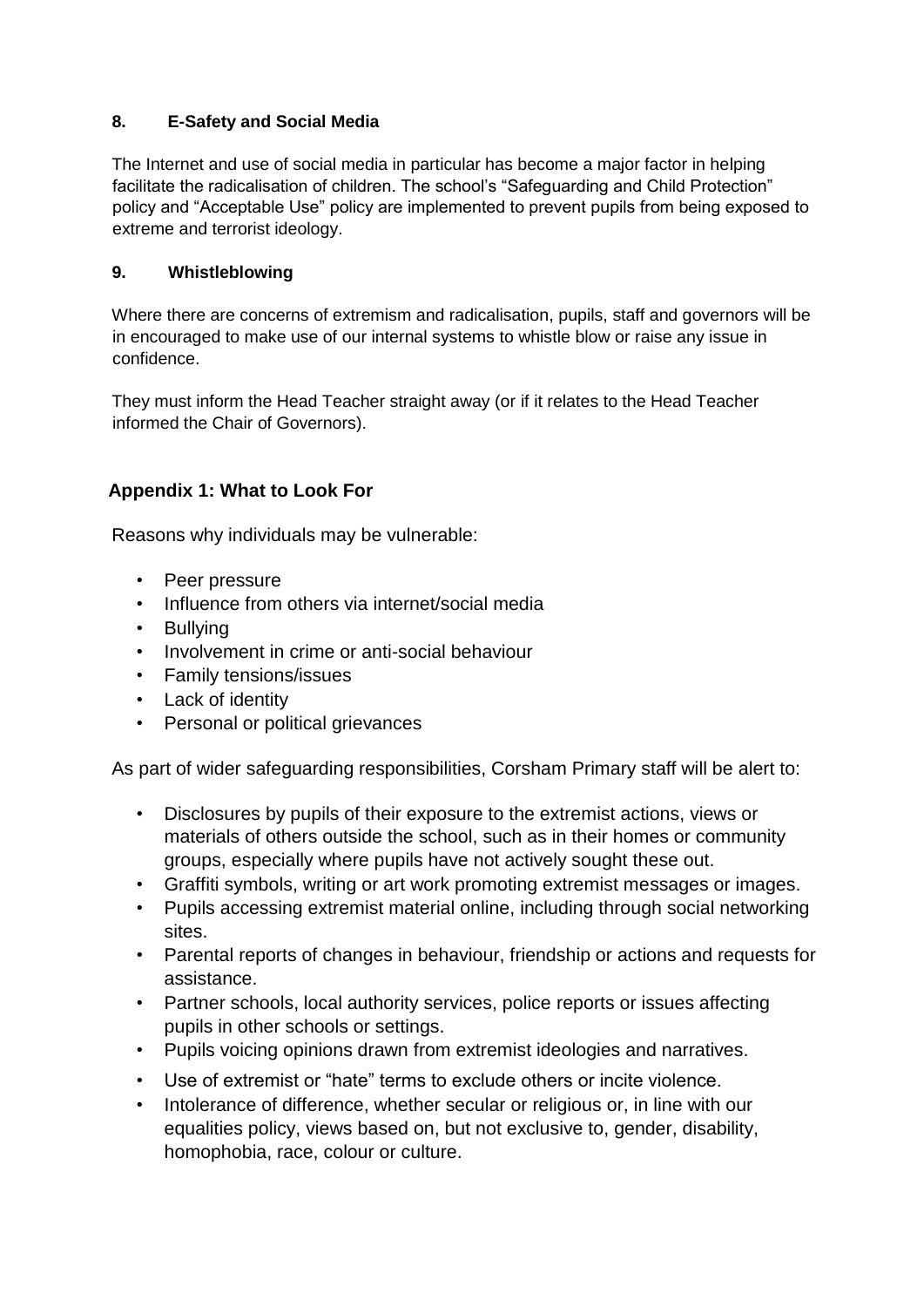## 8. E-Safety and Social Media

The Internet and use of social media in particular has become a major factor in helping facilitate the radicalisation of children. The school's "Safeguarding and Child Protection" policy and "Acceptable Use" policy are implemented to prevent pupils from being exposed to extreme and terrorist ideology.

## 9. Whistleblowing

Where there are concerns of extremism and radicalisation, pupils, staff and governors will be in encouraged to make use of our internal systems to whistle blow or raise any issue in confidence.

They must inform the Head Teacher straight away (or if it relates to the Head Teacher informed the Chair of Governors).

## Appendix 1: What to Look For

Reasons why individuals may be vulnerable:

- Peer pressure
- Influence from others via internet/social media
- Bullying
- Involvement in crime or anti-social behaviour
- Family tensions/issues
- Lack of identity
- Personal or political grievances

As part of wider safeguarding responsibilities, Corsham Primary staff will be alert to:

- Disclosures by pupils of their exposure to the extremist actions, views or materials of others outside the school, such as in their homes or community groups, especially where pupils have not actively sought these out.
- Graffiti symbols, writing or art work promoting extremist messages or images.
- Pupils accessing extremist material online, including through social networking sites.
- Parental reports of changes in behaviour, friendship or actions and requests for assistance.
- Partner schools, local authority services, police reports or issues affecting pupils in other schools or settings.
- Pupils voicing opinions drawn from extremist ideologies and narratives.
- Use of extremist or "hate" terms to exclude others or incite violence.
- Intolerance of difference, whether secular or religious or, in line with our equalities policy, views based on, but not exclusive to, gender, disability, homophobia, race, colour or culture.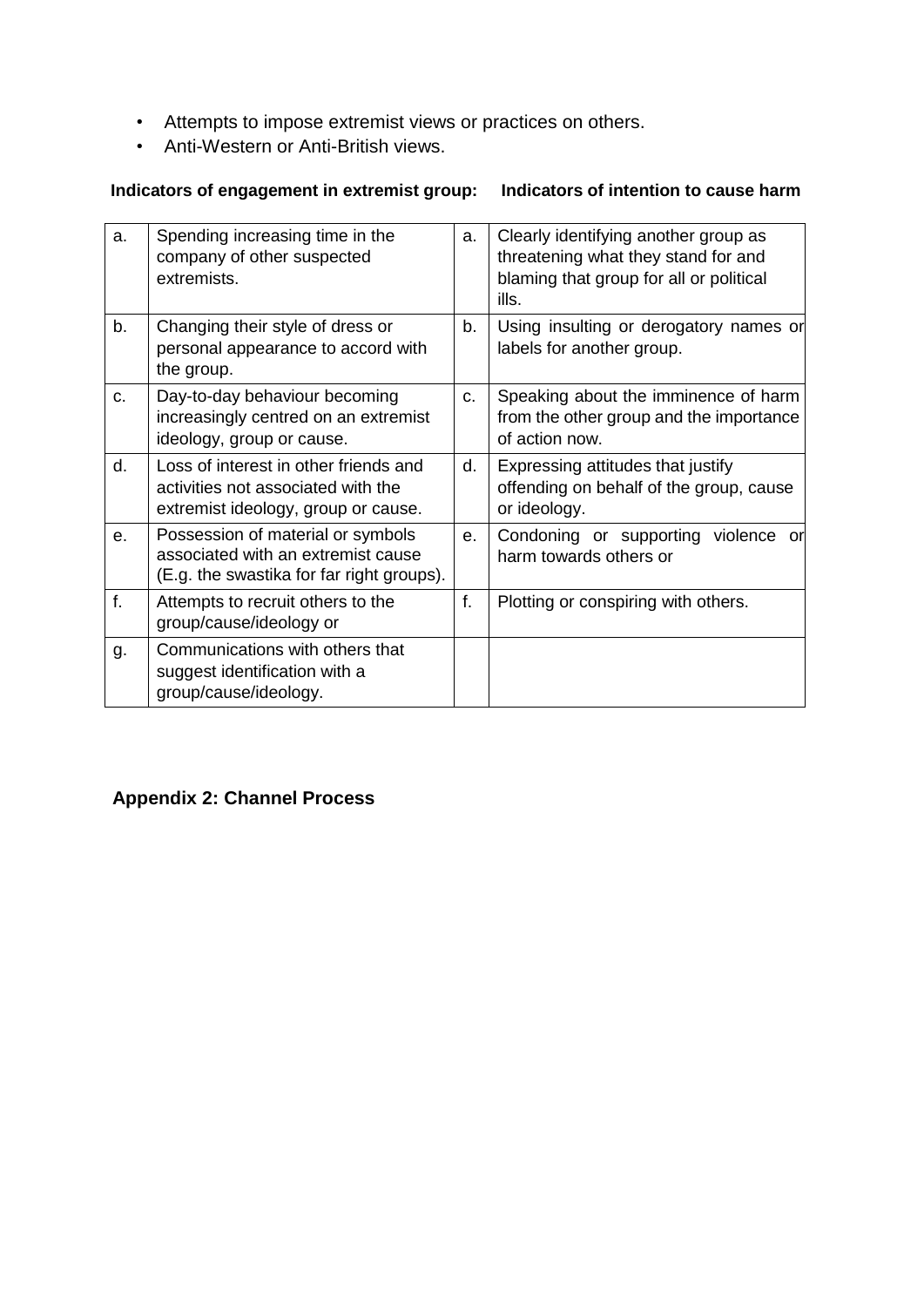- Attempts to impose extremist views or practices on others.
- Anti-Western or Anti-British views.

| | Indicators of engagement in extremist group: | | Indicators of intention to cause harm |
|---|---|---|---|
| a. | Spending increasing time in the company of other suspected extremists. | a. | Clearly identifying another group as threatening what they stand for and blaming that group for all or political ills. |
| b. | Changing their style of dress or personal appearance to accord with the group. | b. | Using insulting or derogatory names or labels for another group. |
| c. | Day-to-day behaviour becoming increasingly centred on an extremist ideology, group or cause. | c. | Speaking about the imminence of harm from the other group and the importance of action now. |
| d. | Loss of interest in other friends and activities not associated with the extremist ideology, group or cause. | d. | Expressing attitudes that justify offending on behalf of the group, cause or ideology. |
| e. | Possession of material or symbols associated with an extremist cause (E.g. the swastika for far right groups). | e. | Condoning or supporting violence or harm towards others or |
| f. | Attempts to recruit others to the group/cause/ideology or | f. | Plotting or conspiring with others. |
| g. | Communications with others that suggest identification with a group/cause/ideology. | | |

**Appendix 2: Channel Process**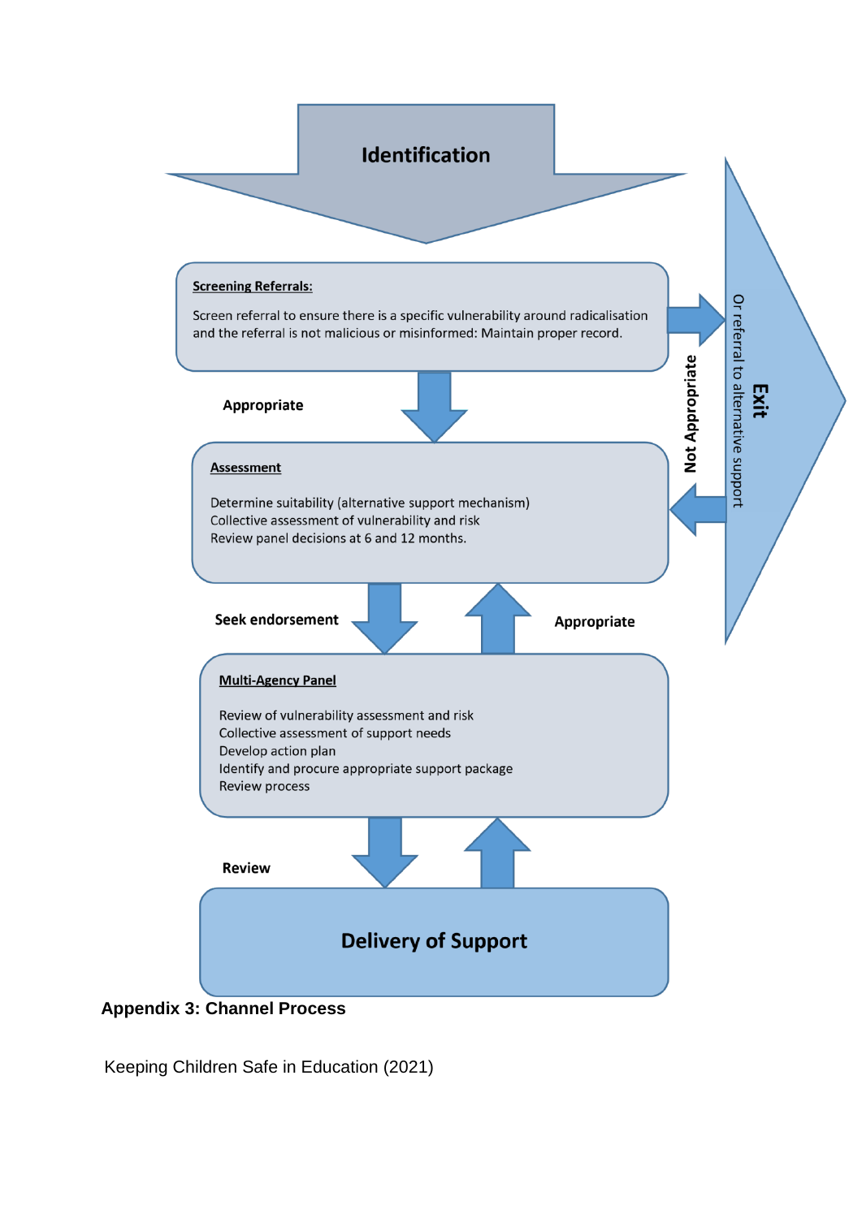**Identification**

**Screening Referrals:**

Screen referral to ensure there is a specific vulnerability around radicalisation and the referral is not malicious or misinformed: Maintain proper record.

Appropriate

**Assessment**

Determine suitability (alternative support mechanism)
Collective assessment of vulnerability and risk
Review panel decisions at 6 and 12 months.

Seek endorsement

Appropriate

**Multi-Agency Panel**

Review of vulnerability assessment and risk
Collective assessment of support needs
Develop action plan
Identify and procure appropriate support package
Review process

Review

**Delivery of Support**

Not Appropriate

**Exit**

Or referral to alternative support

**Appendix 3: Channel Process**

Keeping Children Safe in Education (2021)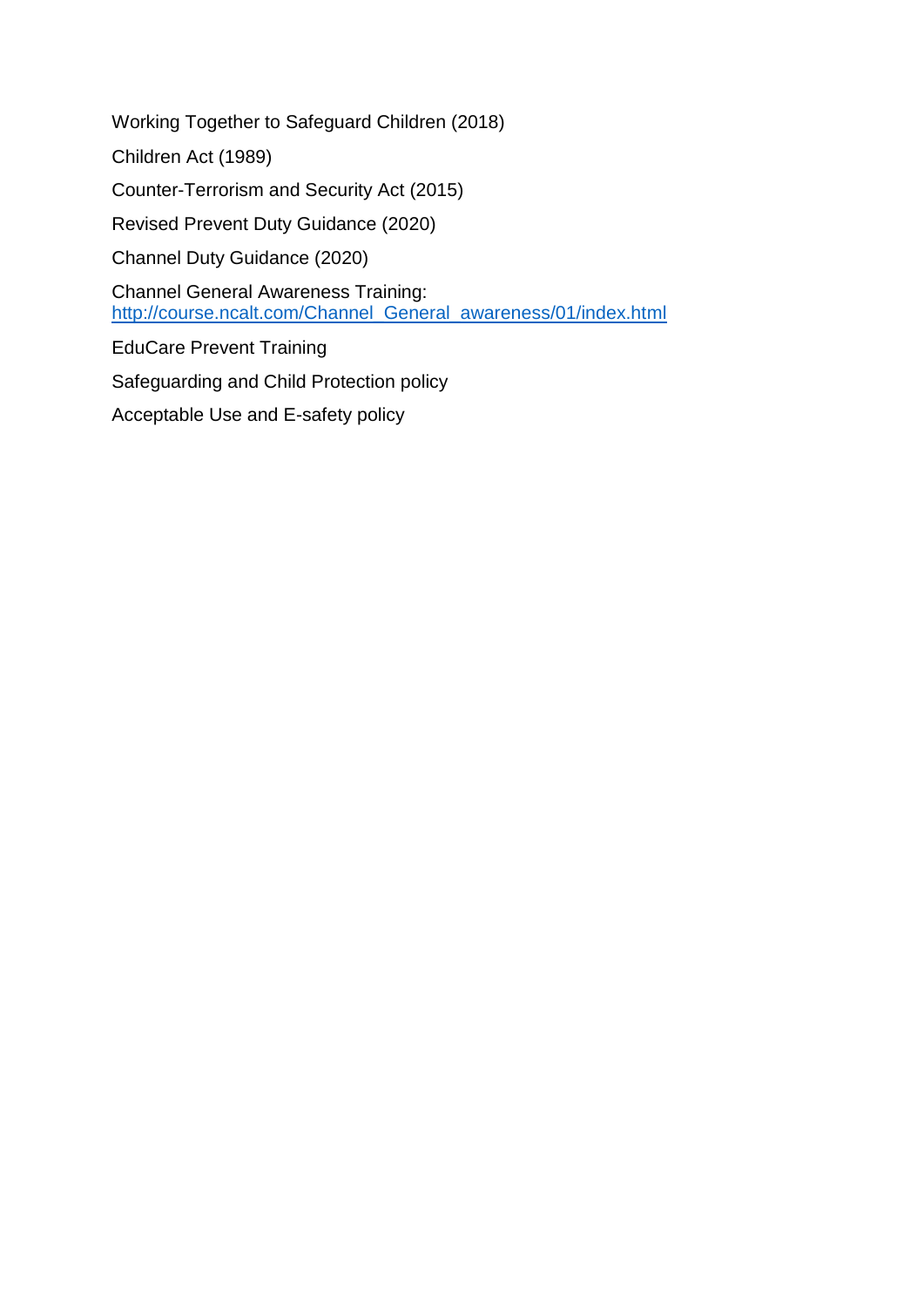Working Together to Safeguard Children (2018)

Children Act (1989)

Counter-Terrorism and Security Act (2015)

Revised Prevent Duty Guidance (2020)

Channel Duty Guidance (2020)

Channel General Awareness Training:
http://course.ncalt.com/Channel_General_awareness/01/index.html

EduCare Prevent Training

Safeguarding and Child Protection policy

Acceptable Use and E-safety policy